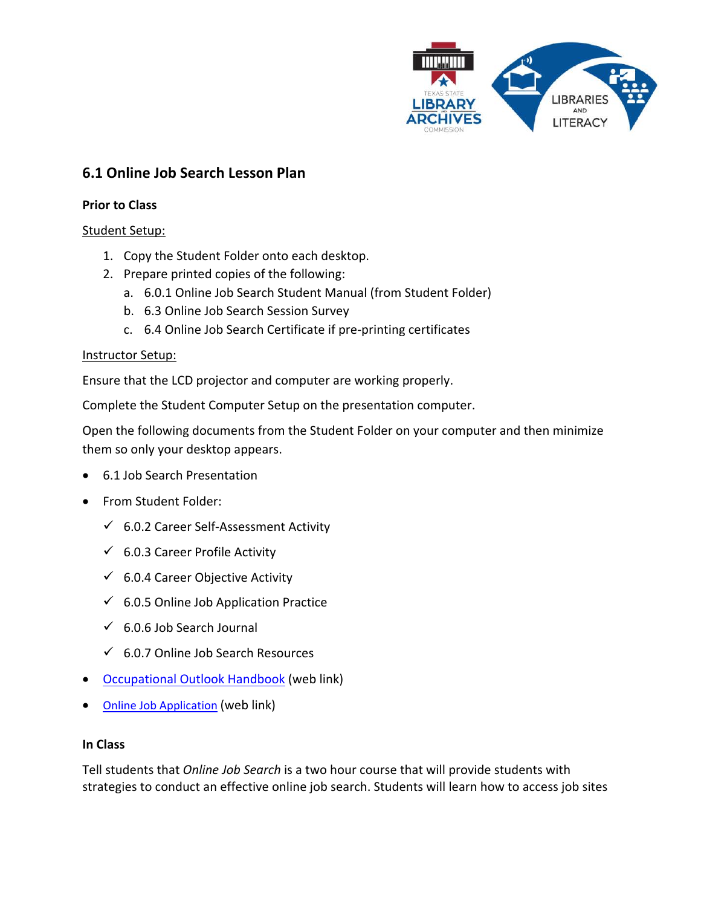## 6.1 Online Job Search Lesson Plan

### Prior to Class

<u>Student Setup:</u>

1. Copy the Student Folder onto each desktop.
2. Prepare printed copies of the following:
   a. 6.0.1 Online Job Search Student Manual (from Student Folder)
   b. 6.3 Online Job Search Session Survey
   c. 6.4 Online Job Search Certificate if pre-printing certificates

<u>Instructor Setup:</u>

Ensure that the LCD projector and computer are working properly.

Complete the Student Computer Setup on the presentation computer.

Open the following documents from the Student Folder on your computer and then minimize them so only your desktop appears.

- 6.1 Job Search Presentation
- From Student Folder:
  - ✓ 6.0.2 Career Self-Assessment Activity
  - ✓ 6.0.3 Career Profile Activity
  - ✓ 6.0.4 Career Objective Activity
  - ✓ 6.0.5 Online Job Application Practice
  - ✓ 6.0.6 Job Search Journal
  - ✓ 6.0.7 Online Job Search Resources
- Occupational Outlook Handbook (web link)
- Online Job Application (web link)

### In Class

Tell students that *Online Job Search* is a two hour course that will provide students with strategies to conduct an effective online job search. Students will learn how to access job sites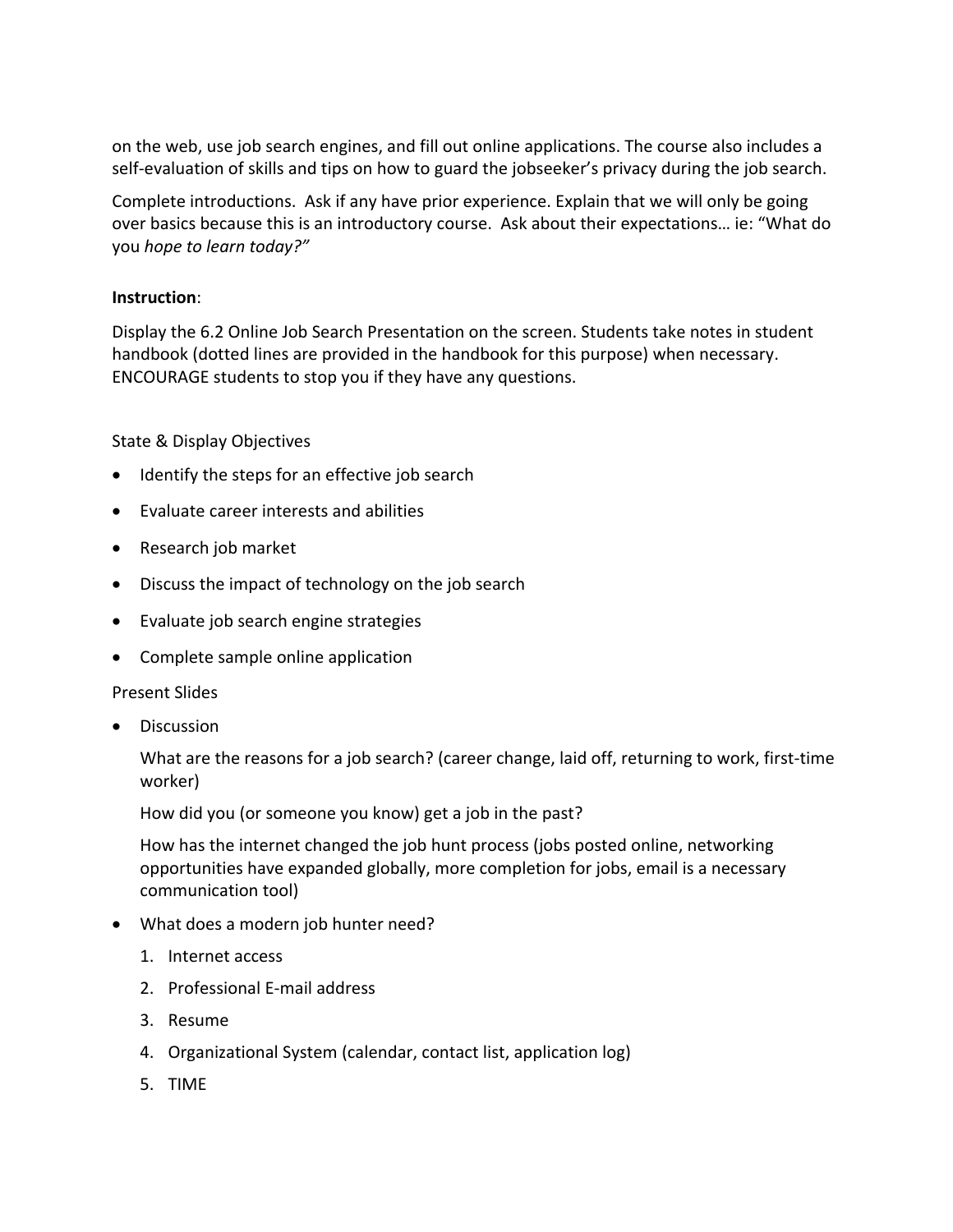on the web, use job search engines, and fill out online applications. The course also includes a self-evaluation of skills and tips on how to guard the jobseeker's privacy during the job search.

Complete introductions. Ask if any have prior experience. Explain that we will only be going over basics because this is an introductory course. Ask about their expectations… ie: "What do you *hope to learn today?"*

**Instruction**:

Display the 6.2 Online Job Search Presentation on the screen. Students take notes in student handbook (dotted lines are provided in the handbook for this purpose) when necessary. ENCOURAGE students to stop you if they have any questions.

State & Display Objectives

- Identify the steps for an effective job search
- Evaluate career interests and abilities
- Research job market
- Discuss the impact of technology on the job search
- Evaluate job search engine strategies
- Complete sample online application

Present Slides

- Discussion

  What are the reasons for a job search? (career change, laid off, returning to work, first-time worker)

  How did you (or someone you know) get a job in the past?

  How has the internet changed the job hunt process (jobs posted online, networking opportunities have expanded globally, more completion for jobs, email is a necessary communication tool)

- What does a modern job hunter need?
  1. Internet access
  2. Professional E-mail address
  3. Resume
  4. Organizational System (calendar, contact list, application log)
  5. TIME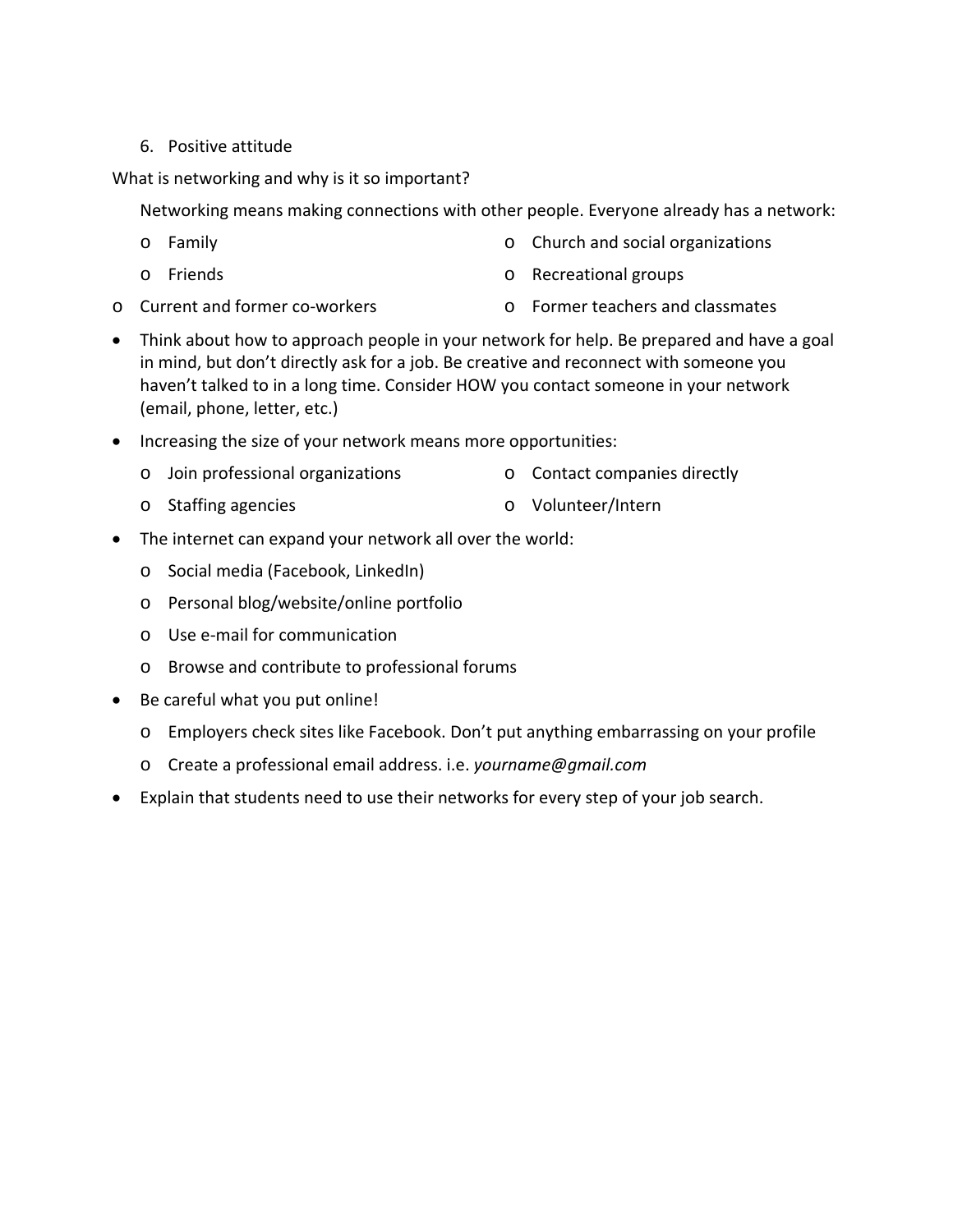6. Positive attitude

What is networking and why is it so important?

Networking means making connections with other people. Everyone already has a network:

- Family
- Friends
- Current and former co-workers
- Church and social organizations
- Recreational groups
- Former teachers and classmates

- Think about how to approach people in your network for help. Be prepared and have a goal in mind, but don't directly ask for a job. Be creative and reconnect with someone you haven't talked to in a long time. Consider HOW you contact someone in your network (email, phone, letter, etc.)
- Increasing the size of your network means more opportunities:
  - Join professional organizations
  - Staffing agencies
  - Contact companies directly
  - Volunteer/Intern
- The internet can expand your network all over the world:
  - Social media (Facebook, LinkedIn)
  - Personal blog/website/online portfolio
  - Use e-mail for communication
  - Browse and contribute to professional forums
- Be careful what you put online!
  - Employers check sites like Facebook. Don't put anything embarrassing on your profile
  - Create a professional email address. i.e. *yourname@gmail.com*
- Explain that students need to use their networks for every step of your job search.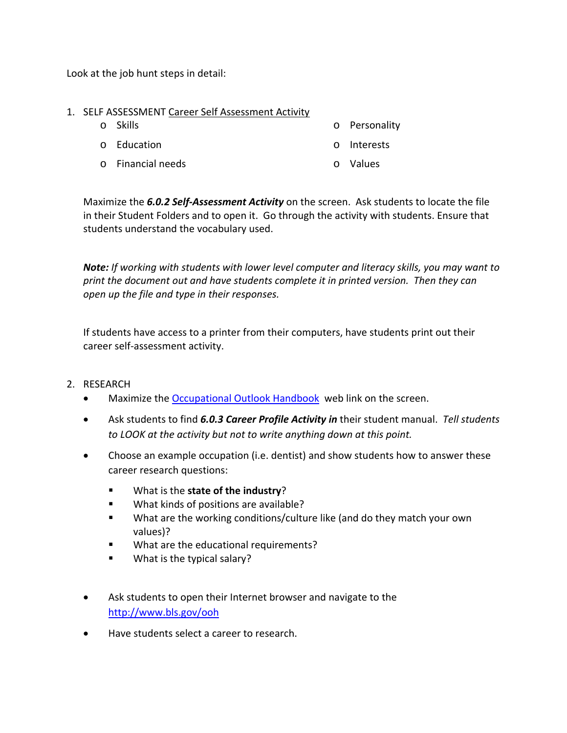Look at the job hunt steps in detail:

1. SELF ASSESSMENT Career Self Assessment Activity
   - Skills
   - Education
   - Financial needs
   - Personality
   - Interests
   - Values

   Maximize the ***6.0.2 Self-Assessment Activity*** on the screen. Ask students to locate the file in their Student Folders and to open it. Go through the activity with students. Ensure that students understand the vocabulary used.

   ***Note:*** *If working with students with lower level computer and literacy skills, you may want to print the document out and have students complete it in printed version. Then they can open up the file and type in their responses.*

   If students have access to a printer from their computers, have students print out their career self-assessment activity.

2. RESEARCH
   - Maximize the [Occupational Outlook Handbook](http://www.bls.gov/ooh) web link on the screen.
   - Ask students to find ***6.0.3 Career Profile Activity in*** their student manual. *Tell students to LOOK at the activity but not to write anything down at this point.*
   - Choose an example occupation (i.e. dentist) and show students how to answer these career research questions:
     - What is the **state of the industry**?
     - What kinds of positions are available?
     - What are the working conditions/culture like (and do they match your own values)?
     - What are the educational requirements?
     - What is the typical salary?
   - Ask students to open their Internet browser and navigate to the http://www.bls.gov/ooh
   - Have students select a career to research.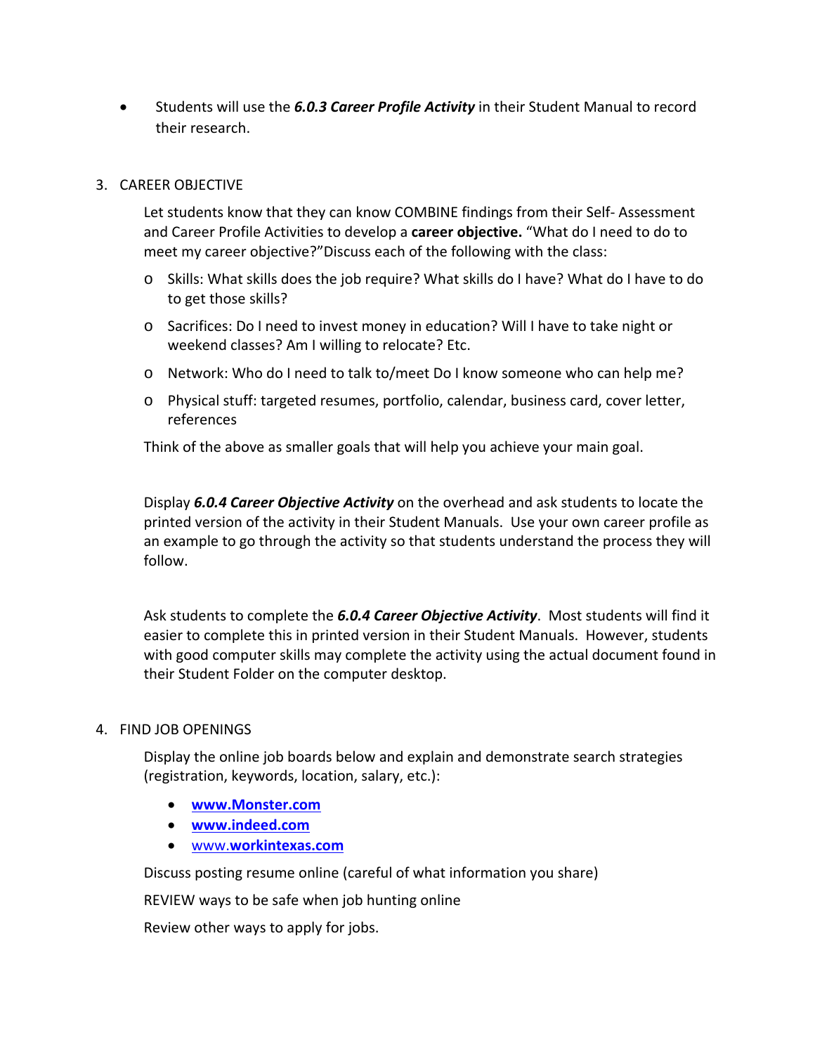- Students will use the ***6.0.3 Career Profile Activity*** in their Student Manual to record their research.

3. CAREER OBJECTIVE

   Let students know that they can know COMBINE findings from their Self- Assessment and Career Profile Activities to develop a **career objective.** "What do I need to do to meet my career objective?"Discuss each of the following with the class:

   - Skills: What skills does the job require? What skills do I have? What do I have to do to get those skills?
   - Sacrifices: Do I need to invest money in education? Will I have to take night or weekend classes? Am I willing to relocate? Etc.
   - Network: Who do I need to talk to/meet Do I know someone who can help me?
   - Physical stuff: targeted resumes, portfolio, calendar, business card, cover letter, references

   Think of the above as smaller goals that will help you achieve your main goal.

   Display ***6.0.4 Career Objective Activity*** on the overhead and ask students to locate the printed version of the activity in their Student Manuals. Use your own career profile as an example to go through the activity so that students understand the process they will follow.

   Ask students to complete the ***6.0.4 Career Objective Activity***. Most students will find it easier to complete this in printed version in their Student Manuals. However, students with good computer skills may complete the activity using the actual document found in their Student Folder on the computer desktop.

4. FIND JOB OPENINGS

   Display the online job boards below and explain and demonstrate search strategies (registration, keywords, location, salary, etc.):

   - **www.Monster.com**
   - **www.indeed.com**
   - www.**workintexas.com**

   Discuss posting resume online (careful of what information you share)

   REVIEW ways to be safe when job hunting online

   Review other ways to apply for jobs.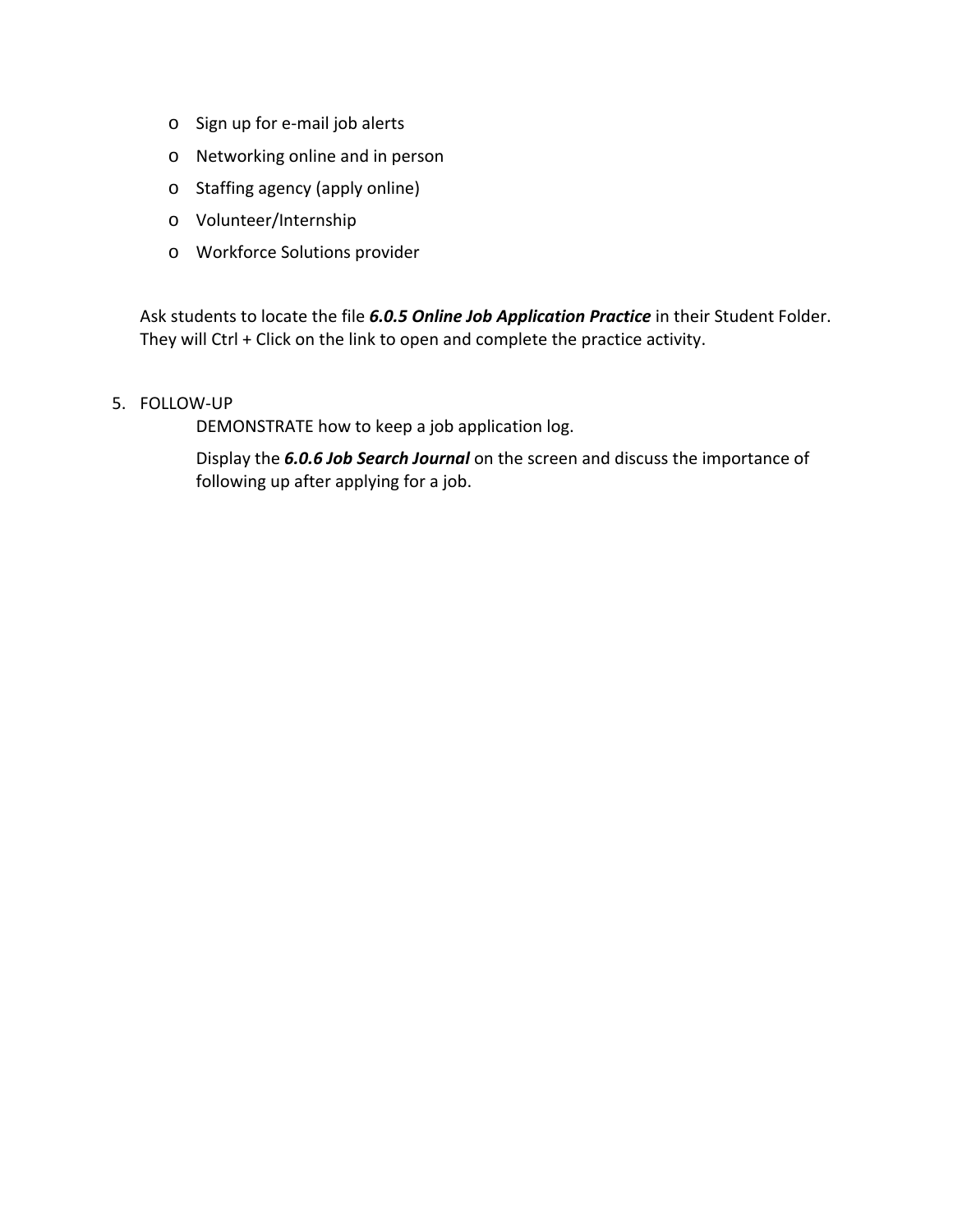- Sign up for e-mail job alerts
- Networking online and in person
- Staffing agency (apply online)
- Volunteer/Internship
- Workforce Solutions provider

Ask students to locate the file ***6.0.5 Online Job Application Practice*** in their Student Folder. They will Ctrl + Click on the link to open and complete the practice activity.

5. FOLLOW-UP

   DEMONSTRATE how to keep a job application log.

   Display the ***6.0.6 Job Search Journal*** on the screen and discuss the importance of following up after applying for a job.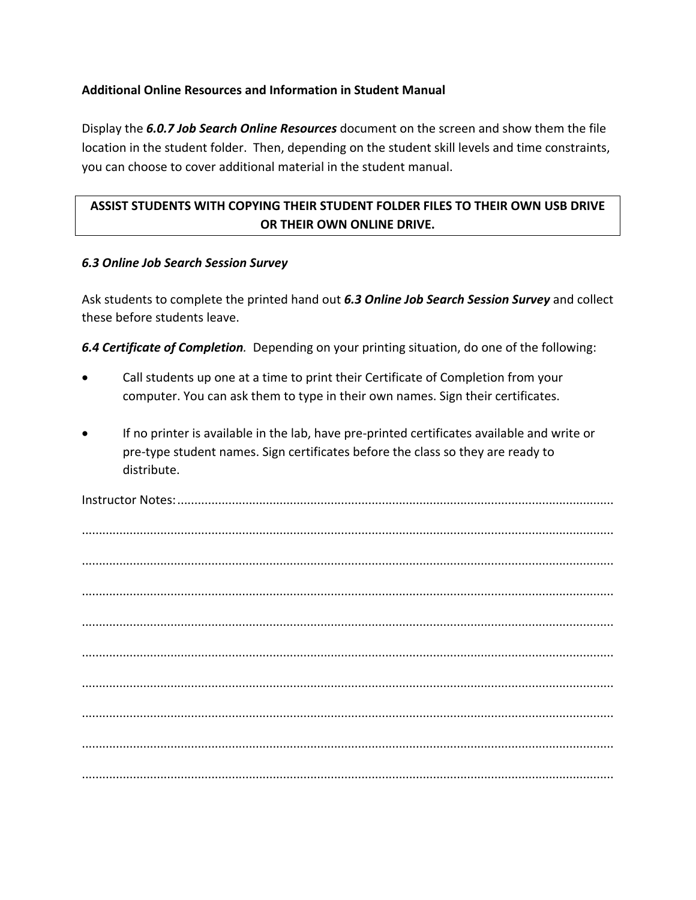**Additional Online Resources and Information in Student Manual**

Display the ***6.0.7 Job Search Online Resources*** document on the screen and show them the file location in the student folder. Then, depending on the student skill levels and time constraints, you can choose to cover additional material in the student manual.

| **ASSIST STUDENTS WITH COPYING THEIR STUDENT FOLDER FILES TO THEIR OWN USB DRIVE OR THEIR OWN ONLINE DRIVE.** |
|---|

***6.3 Online Job Search Session Survey***

Ask students to complete the printed hand out ***6.3 Online Job Search Session Survey*** and collect these before students leave.

***6.4 Certificate of Completion.*** Depending on your printing situation, do one of the following:

- Call students up one at a time to print their Certificate of Completion from your computer. You can ask them to type in their own names. Sign their certificates.
- If no printer is available in the lab, have pre-printed certificates available and write or pre-type student names. Sign certificates before the class so they are ready to distribute.

Instructor Notes:...............................................................................................................................

..........................................................................................................................................................

..........................................................................................................................................................

..........................................................................................................................................................

..........................................................................................................................................................

..........................................................................................................................................................

..........................................................................................................................................................

..........................................................................................................................................................

..........................................................................................................................................................

..........................................................................................................................................................